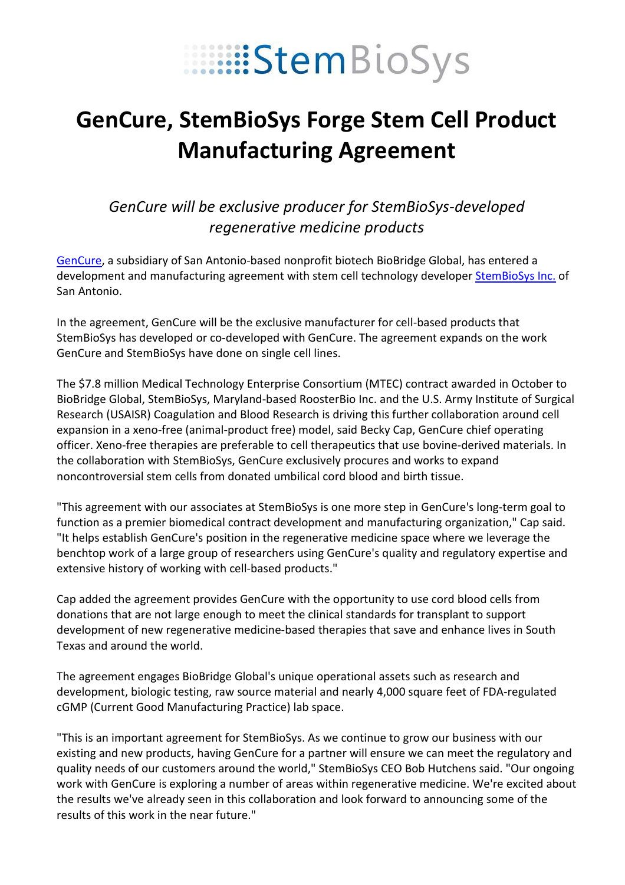StemBioSys

# GenCure, StemBioSys Forge Stem Cell Product Manufacturing Agreement

*GenCure will be exclusive producer for StemBioSys-developed regenerative medicine products*

GenCure, a subsidiary of San Antonio-based nonprofit biotech BioBridge Global, has entered a development and manufacturing agreement with stem cell technology developer StemBioSys Inc. of San Antonio.

In the agreement, GenCure will be the exclusive manufacturer for cell-based products that StemBioSys has developed or co-developed with GenCure. The agreement expands on the work GenCure and StemBioSys have done on single cell lines.

The $7.8 million Medical Technology Enterprise Consortium (MTEC) contract awarded in October to BioBridge Global, StemBioSys, Maryland-based RoosterBio Inc. and the U.S. Army Institute of Surgical Research (USAISR) Coagulation and Blood Research is driving this further collaboration around cell expansion in a xeno-free (animal-product free) model, said Becky Cap, GenCure chief operating officer. Xeno-free therapies are preferable to cell therapeutics that use bovine-derived materials. In the collaboration with StemBioSys, GenCure exclusively procures and works to expand noncontroversial stem cells from donated umbilical cord blood and birth tissue.

"This agreement with our associates at StemBioSys is one more step in GenCure's long-term goal to function as a premier biomedical contract development and manufacturing organization," Cap said. "It helps establish GenCure's position in the regenerative medicine space where we leverage the benchtop work of a large group of researchers using GenCure's quality and regulatory expertise and extensive history of working with cell-based products."

Cap added the agreement provides GenCure with the opportunity to use cord blood cells from donations that are not large enough to meet the clinical standards for transplant to support development of new regenerative medicine-based therapies that save and enhance lives in South Texas and around the world.

The agreement engages BioBridge Global's unique operational assets such as research and development, biologic testing, raw source material and nearly 4,000 square feet of FDA-regulated cGMP (Current Good Manufacturing Practice) lab space.

"This is an important agreement for StemBioSys. As we continue to grow our business with our existing and new products, having GenCure for a partner will ensure we can meet the regulatory and quality needs of our customers around the world," StemBioSys CEO Bob Hutchens said. "Our ongoing work with GenCure is exploring a number of areas within regenerative medicine. We're excited about the results we've already seen in this collaboration and look forward to announcing some of the results of this work in the near future."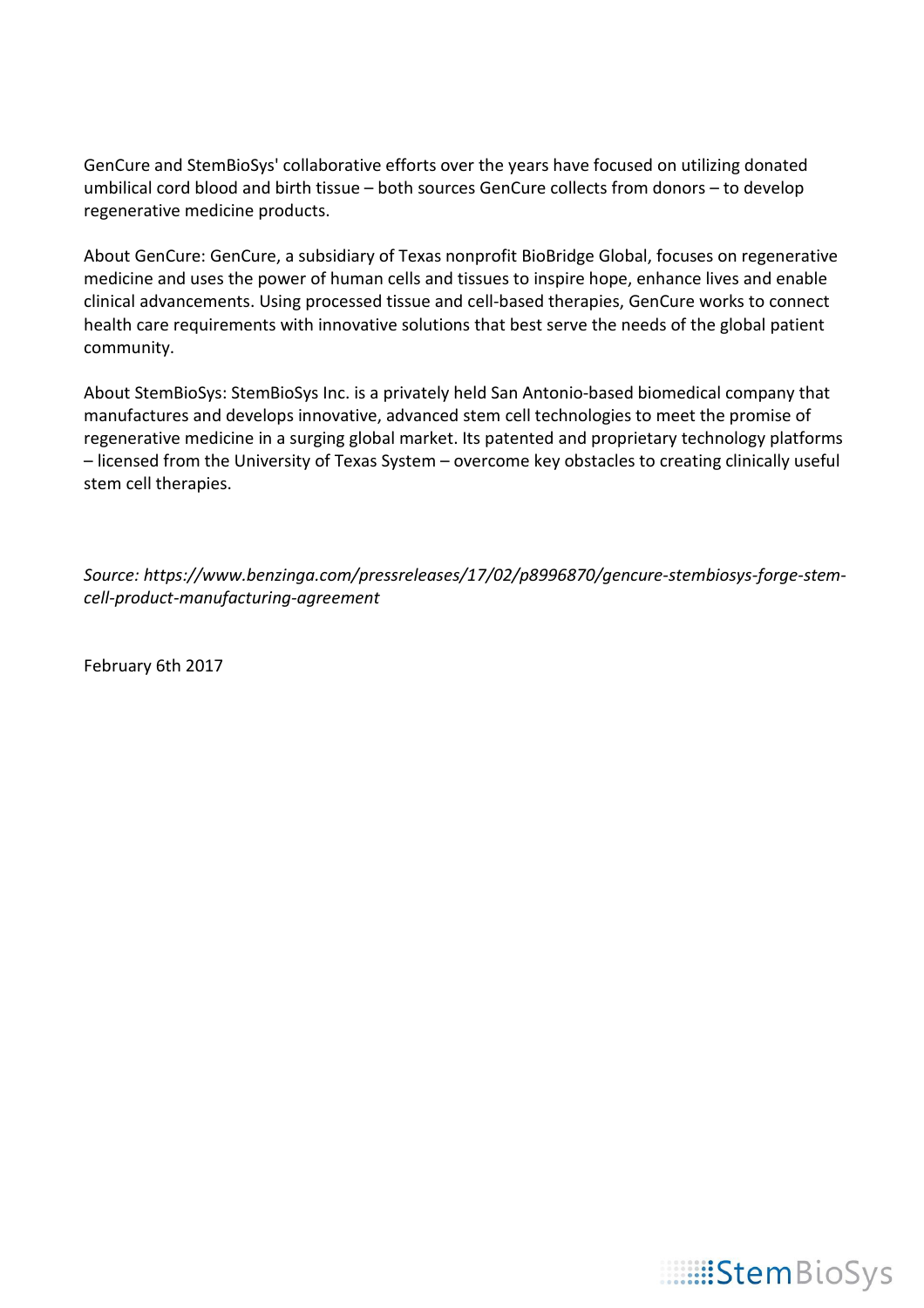GenCure and StemBioSys' collaborative efforts over the years have focused on utilizing donated umbilical cord blood and birth tissue – both sources GenCure collects from donors – to develop regenerative medicine products.

About GenCure: GenCure, a subsidiary of Texas nonprofit BioBridge Global, focuses on regenerative medicine and uses the power of human cells and tissues to inspire hope, enhance lives and enable clinical advancements. Using processed tissue and cell-based therapies, GenCure works to connect health care requirements with innovative solutions that best serve the needs of the global patient community.

About StemBioSys: StemBioSys Inc. is a privately held San Antonio-based biomedical company that manufactures and develops innovative, advanced stem cell technologies to meet the promise of regenerative medicine in a surging global market. Its patented and proprietary technology platforms – licensed from the University of Texas System – overcome key obstacles to creating clinically useful stem cell therapies.

*Source: https://www.benzinga.com/pressreleases/17/02/p8996870/gencure-stembiosys-forge-stem-cell-product-manufacturing-agreement*

February 6th 2017